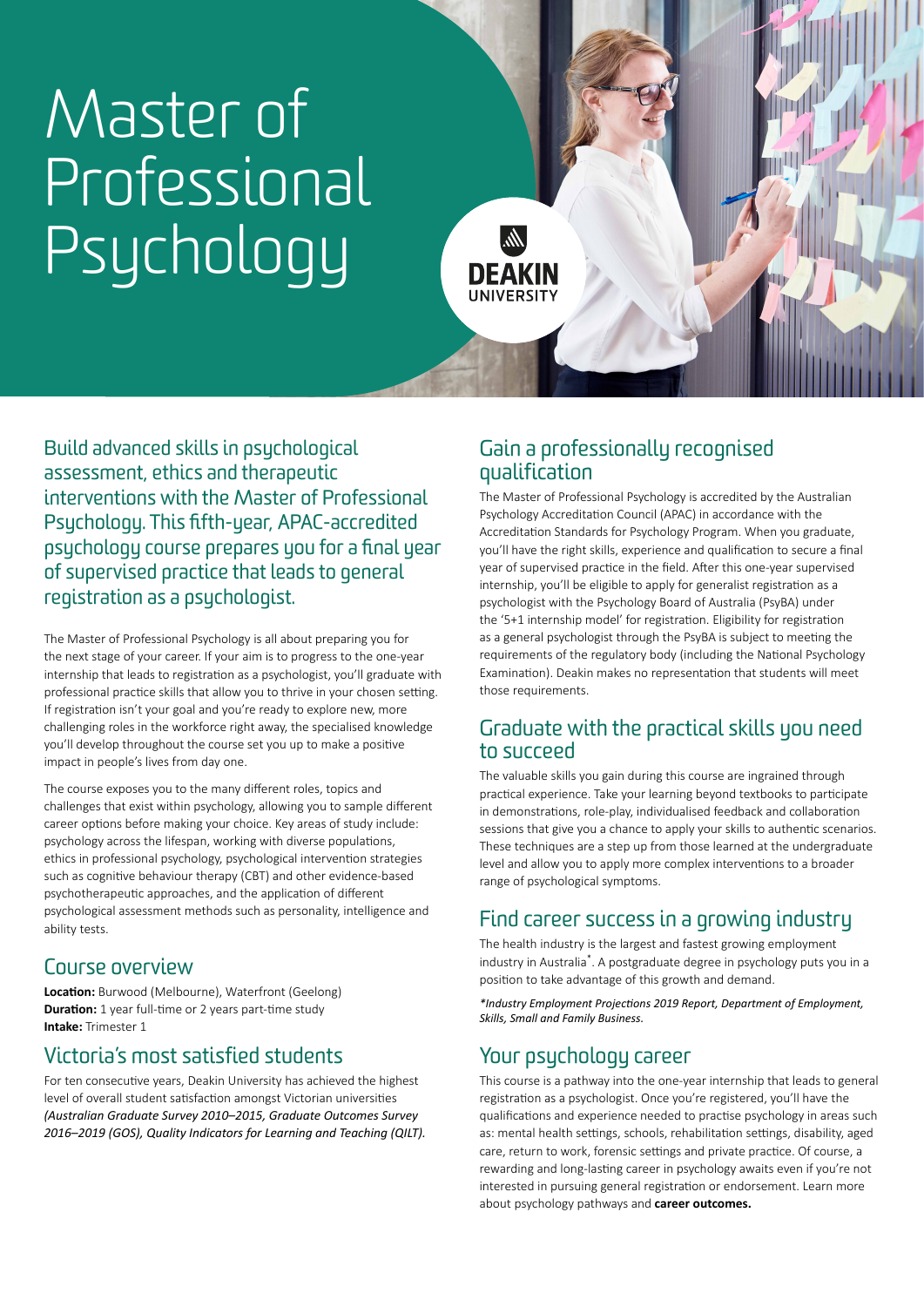# Master of Professional Psychology

DEAKIN UNIVERSITY

## Build advanced skills in psychological assessment, ethics and therapeutic interventions with the Master of Professional Psychology. This fifth-year, APAC-accredited psychology course prepares you for a final year of supervised practice that leads to general registration as a psychologist.

The Master of Professional Psychology is all about preparing you for the next stage of your career. If your aim is to progress to the one-year internship that leads to registration as a psychologist, you'll graduate with professional practice skills that allow you to thrive in your chosen setting. If registration isn't your goal and you're ready to explore new, more challenging roles in the workforce right away, the specialised knowledge you'll develop throughout the course set you up to make a positive impact in people's lives from day one.

The course exposes you to the many different roles, topics and challenges that exist within psychology, allowing you to sample different career options before making your choice. Key areas of study include: psychology across the lifespan, working with diverse populations, ethics in professional psychology, psychological intervention strategies such as cognitive behaviour therapy (CBT) and other evidence-based psychotherapeutic approaches, and the application of different psychological assessment methods such as personality, intelligence and ability tests.

## Course overview

**Location:** Burwood (Melbourne), Waterfront (Geelong)
**Duration:** 1 year full-time or 2 years part-time study
**Intake:** Trimester 1

## Victoria's most satisfied students

For ten consecutive years, Deakin University has achieved the highest level of overall student satisfaction amongst Victorian universities *(Australian Graduate Survey 2010–2015, Graduate Outcomes Survey 2016–2019 (GOS), Quality Indicators for Learning and Teaching (QILT).*

## Gain a professionally recognised qualification

The Master of Professional Psychology is accredited by the Australian Psychology Accreditation Council (APAC) in accordance with the Accreditation Standards for Psychology Program. When you graduate, you'll have the right skills, experience and qualification to secure a final year of supervised practice in the field. After this one-year supervised internship, you'll be eligible to apply for generalist registration as a psychologist with the Psychology Board of Australia (PsyBA) under the '5+1 internship model' for registration. Eligibility for registration as a general psychologist through the PsyBA is subject to meeting the requirements of the regulatory body (including the National Psychology Examination). Deakin makes no representation that students will meet those requirements.

## Graduate with the practical skills you need to succeed

The valuable skills you gain during this course are ingrained through practical experience. Take your learning beyond textbooks to participate in demonstrations, role-play, individualised feedback and collaboration sessions that give you a chance to apply your skills to authentic scenarios. These techniques are a step up from those learned at the undergraduate level and allow you to apply more complex interventions to a broader range of psychological symptoms.

## Find career success in a growing industry

The health industry is the largest and fastest growing employment industry in Australia*. A postgraduate degree in psychology puts you in a position to take advantage of this growth and demand.

*\*Industry Employment Projections 2019 Report, Department of Employment, Skills, Small and Family Business.*

## Your psychology career

This course is a pathway into the one-year internship that leads to general registration as a psychologist. Once you're registered, you'll have the qualifications and experience needed to practise psychology in areas such as: mental health settings, schools, rehabilitation settings, disability, aged care, return to work, forensic settings and private practice. Of course, a rewarding and long-lasting career in psychology awaits even if you're not interested in pursuing general registration or endorsement. Learn more about psychology pathways and **career outcomes.**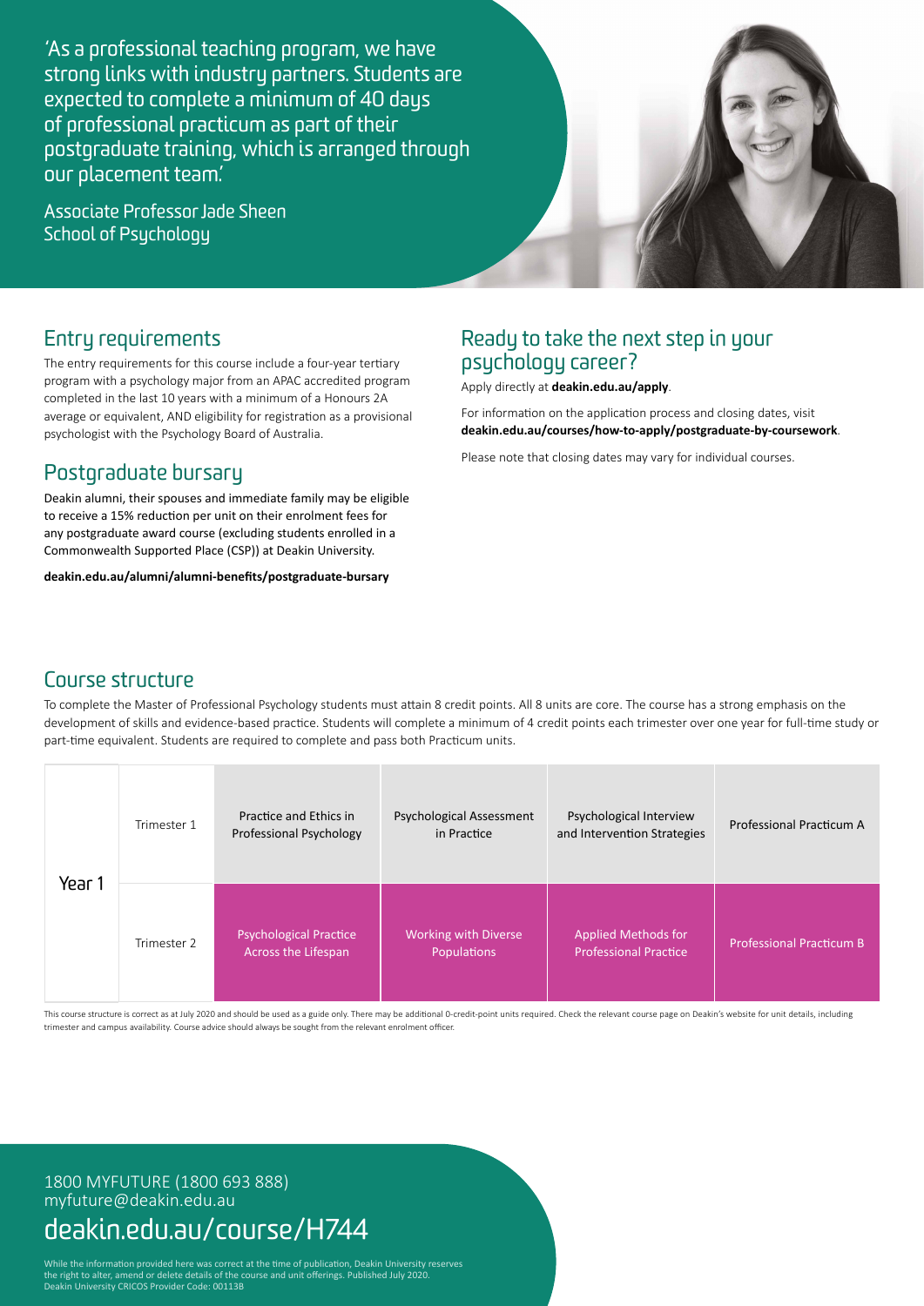'As a professional teaching program, we have strong links with industry partners. Students are expected to complete a minimum of 40 days of professional practicum as part of their postgraduate training, which is arranged through our placement team.'

Associate Professor Jade Sheen
School of Psychology

## Entry requirements

The entry requirements for this course include a four-year tertiary program with a psychology major from an APAC accredited program completed in the last 10 years with a minimum of a Honours 2A average or equivalent, AND eligibility for registration as a provisional psychologist with the Psychology Board of Australia.

## Postgraduate bursary

Deakin alumni, their spouses and immediate family may be eligible to receive a 15% reduction per unit on their enrolment fees for any postgraduate award course (excluding students enrolled in a Commonwealth Supported Place (CSP)) at Deakin University.

**deakin.edu.au/alumni/alumni-benefits/postgraduate-bursary**

## Ready to take the next step in your psychology career?

Apply directly at **deakin.edu.au/apply**.

For information on the application process and closing dates, visit **deakin.edu.au/courses/how-to-apply/postgraduate-by-coursework**.

Please note that closing dates may vary for individual courses.

## Course structure

To complete the Master of Professional Psychology students must attain 8 credit points. All 8 units are core. The course has a strong emphasis on the development of skills and evidence-based practice. Students will complete a minimum of 4 credit points each trimester over one year for full-time study or part-time equivalent. Students are required to complete and pass both Practicum units.

| | | | | | |
|---|---|---|---|---|---|
| Year 1 | Trimester 1 | Practice and Ethics in Professional Psychology | Psychological Assessment in Practice | Psychological Interview and Intervention Strategies | Professional Practicum A |
| | Trimester 2 | Psychological Practice Across the Lifespan | Working with Diverse Populations | Applied Methods for Professional Practice | Professional Practicum B |

This course structure is correct as at July 2020 and should be used as a guide only. There may be additional 0-credit-point units required. Check the relevant course page on Deakin's website for unit details, including trimester and campus availability. Course advice should always be sought from the relevant enrolment officer.

1800 MYFUTURE (1800 693 888)
myfuture@deakin.edu.au

## deakin.edu.au/course/H744

While the information provided here was correct at the time of publication, Deakin University reserves the right to alter, amend or delete details of the course and unit offerings. Published July 2020.
Deakin University CRICOS Provider Code: 00113B